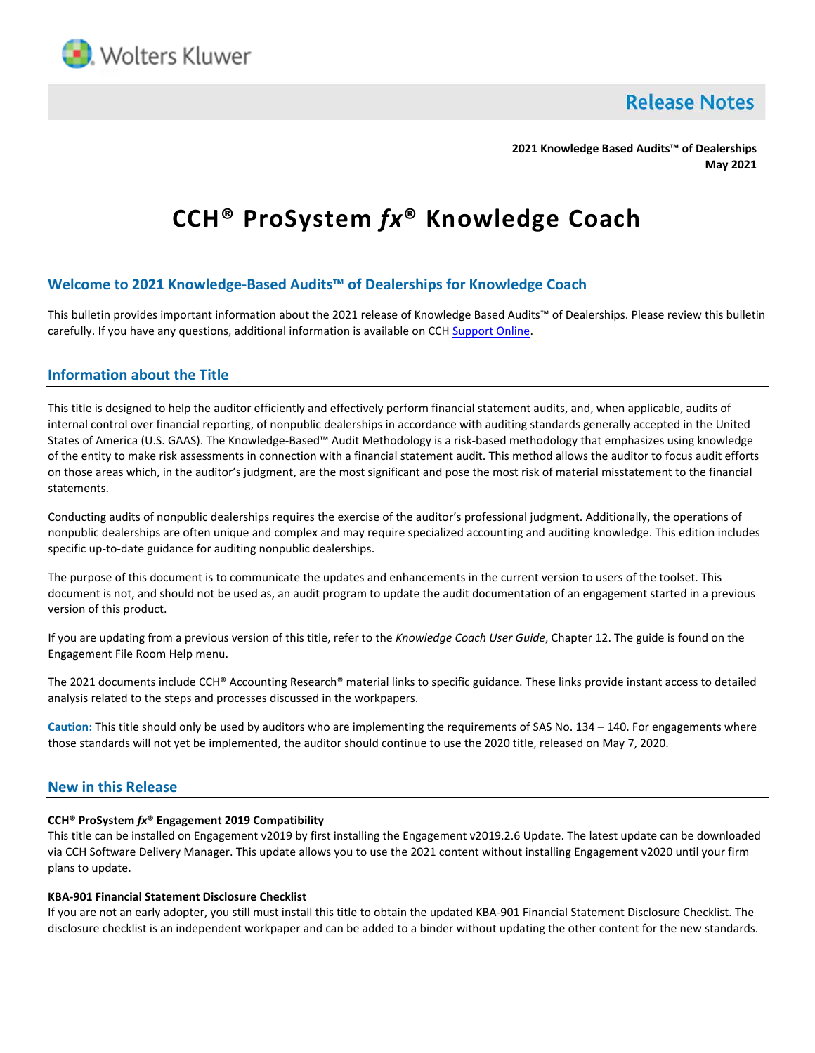Release Notes

**2021 Knowledge Based Audits™ of Dealerships**
**May 2021**

# CCH® ProSystem *fx*® Knowledge Coach

## Welcome to 2021 Knowledge-Based Audits™ of Dealerships for Knowledge Coach

This bulletin provides important information about the 2021 release of Knowledge Based Audits™ of Dealerships. Please review this bulletin carefully. If you have any questions, additional information is available on CCH Support Online.

## Information about the Title

This title is designed to help the auditor efficiently and effectively perform financial statement audits, and, when applicable, audits of internal control over financial reporting, of nonpublic dealerships in accordance with auditing standards generally accepted in the United States of America (U.S. GAAS). The Knowledge-Based™ Audit Methodology is a risk-based methodology that emphasizes using knowledge of the entity to make risk assessments in connection with a financial statement audit. This method allows the auditor to focus audit efforts on those areas which, in the auditor's judgment, are the most significant and pose the most risk of material misstatement to the financial statements.

Conducting audits of nonpublic dealerships requires the exercise of the auditor's professional judgment. Additionally, the operations of nonpublic dealerships are often unique and complex and may require specialized accounting and auditing knowledge. This edition includes specific up-to-date guidance for auditing nonpublic dealerships.

The purpose of this document is to communicate the updates and enhancements in the current version to users of the toolset. This document is not, and should not be used as, an audit program to update the audit documentation of an engagement started in a previous version of this product.

If you are updating from a previous version of this title, refer to the *Knowledge Coach User Guide*, Chapter 12. The guide is found on the Engagement File Room Help menu.

The 2021 documents include CCH® Accounting Research® material links to specific guidance. These links provide instant access to detailed analysis related to the steps and processes discussed in the workpapers.

**Caution:** This title should only be used by auditors who are implementing the requirements of SAS No. 134 – 140. For engagements where those standards will not yet be implemented, the auditor should continue to use the 2020 title, released on May 7, 2020.

## New in this Release

**CCH® ProSystem *fx*® Engagement 2019 Compatibility**
This title can be installed on Engagement v2019 by first installing the Engagement v2019.2.6 Update. The latest update can be downloaded via CCH Software Delivery Manager. This update allows you to use the 2021 content without installing Engagement v2020 until your firm plans to update.

**KBA-901 Financial Statement Disclosure Checklist**
If you are not an early adopter, you still must install this title to obtain the updated KBA-901 Financial Statement Disclosure Checklist. The disclosure checklist is an independent workpaper and can be added to a binder without updating the other content for the new standards.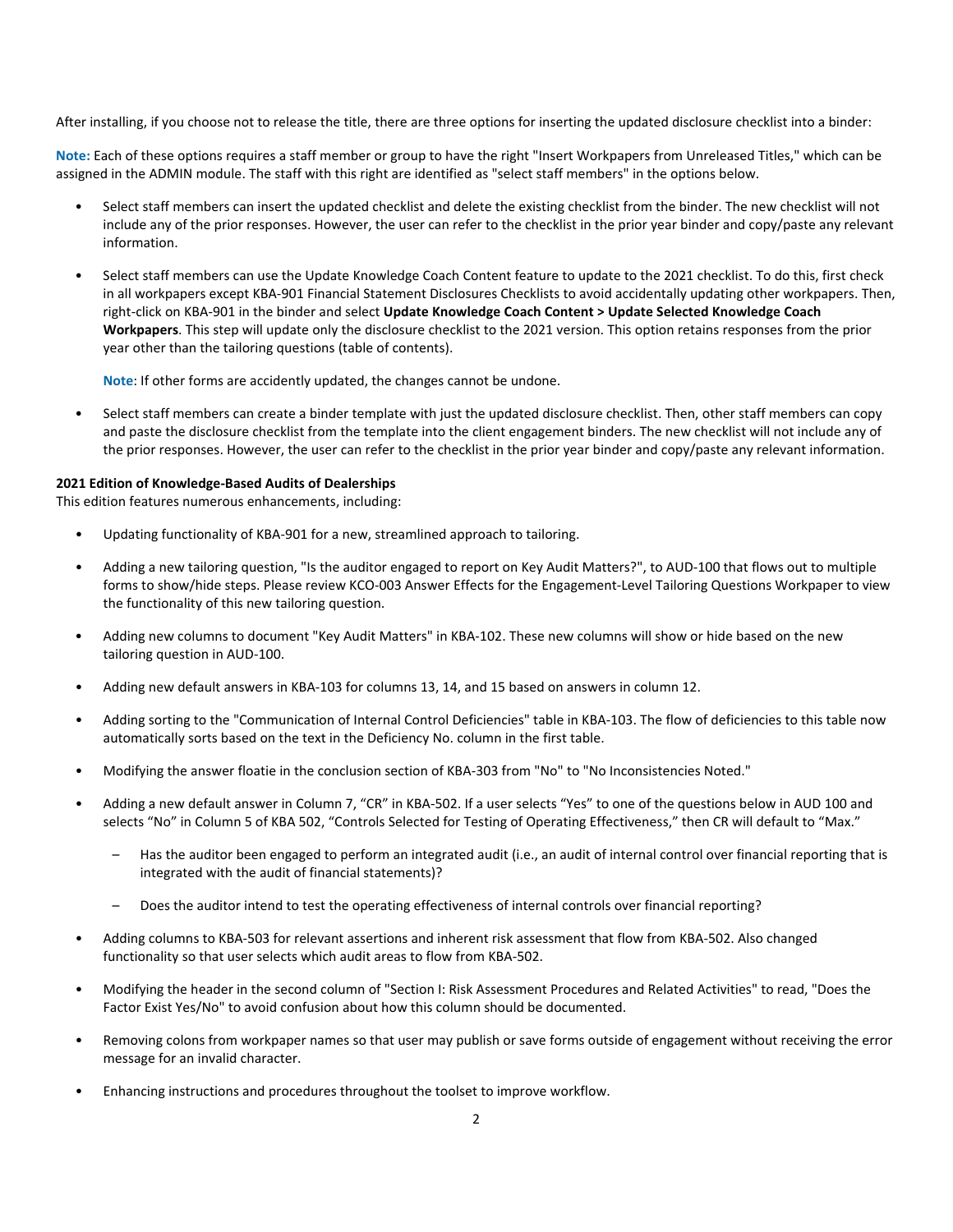After installing, if you choose not to release the title, there are three options for inserting the updated disclosure checklist into a binder:

**Note:** Each of these options requires a staff member or group to have the right "Insert Workpapers from Unreleased Titles," which can be assigned in the ADMIN module. The staff with this right are identified as "select staff members" in the options below.

- Select staff members can insert the updated checklist and delete the existing checklist from the binder. The new checklist will not include any of the prior responses. However, the user can refer to the checklist in the prior year binder and copy/paste any relevant information.
- Select staff members can use the Update Knowledge Coach Content feature to update to the 2021 checklist. To do this, first check in all workpapers except KBA-901 Financial Statement Disclosures Checklists to avoid accidentally updating other workpapers. Then, right-click on KBA-901 in the binder and select **Update Knowledge Coach Content > Update Selected Knowledge Coach Workpapers**. This step will update only the disclosure checklist to the 2021 version. This option retains responses from the prior year other than the tailoring questions (table of contents).

  **Note**: If other forms are accidently updated, the changes cannot be undone.
- Select staff members can create a binder template with just the updated disclosure checklist. Then, other staff members can copy and paste the disclosure checklist from the template into the client engagement binders. The new checklist will not include any of the prior responses. However, the user can refer to the checklist in the prior year binder and copy/paste any relevant information.

**2021 Edition of Knowledge-Based Audits of Dealerships**
This edition features numerous enhancements, including:

- Updating functionality of KBA-901 for a new, streamlined approach to tailoring.
- Adding a new tailoring question, "Is the auditor engaged to report on Key Audit Matters?", to AUD-100 that flows out to multiple forms to show/hide steps. Please review KCO-003 Answer Effects for the Engagement-Level Tailoring Questions Workpaper to view the functionality of this new tailoring question.
- Adding new columns to document "Key Audit Matters" in KBA-102. These new columns will show or hide based on the new tailoring question in AUD-100.
- Adding new default answers in KBA-103 for columns 13, 14, and 15 based on answers in column 12.
- Adding sorting to the "Communication of Internal Control Deficiencies" table in KBA-103. The flow of deficiencies to this table now automatically sorts based on the text in the Deficiency No. column in the first table.
- Modifying the answer floatie in the conclusion section of KBA-303 from "No" to "No Inconsistencies Noted."
- Adding a new default answer in Column 7, "CR" in KBA-502. If a user selects "Yes" to one of the questions below in AUD 100 and selects "No" in Column 5 of KBA 502, "Controls Selected for Testing of Operating Effectiveness," then CR will default to "Max."
  - Has the auditor been engaged to perform an integrated audit (i.e., an audit of internal control over financial reporting that is integrated with the audit of financial statements)?
  - Does the auditor intend to test the operating effectiveness of internal controls over financial reporting?
- Adding columns to KBA-503 for relevant assertions and inherent risk assessment that flow from KBA-502. Also changed functionality so that user selects which audit areas to flow from KBA-502.
- Modifying the header in the second column of "Section I: Risk Assessment Procedures and Related Activities" to read, "Does the Factor Exist Yes/No" to avoid confusion about how this column should be documented.
- Removing colons from workpaper names so that user may publish or save forms outside of engagement without receiving the error message for an invalid character.
- Enhancing instructions and procedures throughout the toolset to improve workflow.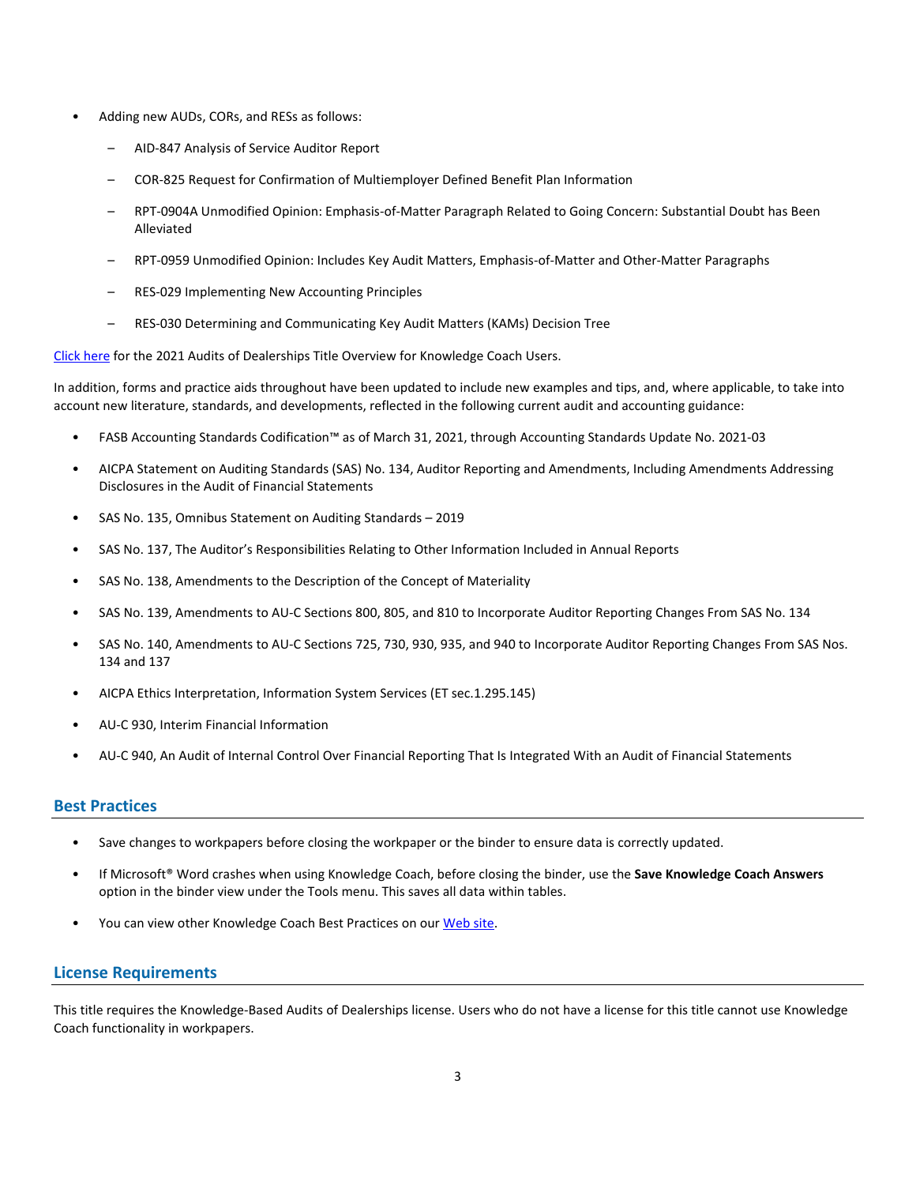- Adding new AUDs, CORs, and RESs as follows:
  - AID-847 Analysis of Service Auditor Report
  - COR-825 Request for Confirmation of Multiemployer Defined Benefit Plan Information
  - RPT-0904A Unmodified Opinion: Emphasis-of-Matter Paragraph Related to Going Concern: Substantial Doubt has Been Alleviated
  - RPT-0959 Unmodified Opinion: Includes Key Audit Matters, Emphasis-of-Matter and Other-Matter Paragraphs
  - RES-029 Implementing New Accounting Principles
  - RES-030 Determining and Communicating Key Audit Matters (KAMs) Decision Tree

Click here for the 2021 Audits of Dealerships Title Overview for Knowledge Coach Users.

In addition, forms and practice aids throughout have been updated to include new examples and tips, and, where applicable, to take into account new literature, standards, and developments, reflected in the following current audit and accounting guidance:

- FASB Accounting Standards Codification™ as of March 31, 2021, through Accounting Standards Update No. 2021-03
- AICPA Statement on Auditing Standards (SAS) No. 134, Auditor Reporting and Amendments, Including Amendments Addressing Disclosures in the Audit of Financial Statements
- SAS No. 135, Omnibus Statement on Auditing Standards – 2019
- SAS No. 137, The Auditor's Responsibilities Relating to Other Information Included in Annual Reports
- SAS No. 138, Amendments to the Description of the Concept of Materiality
- SAS No. 139, Amendments to AU-C Sections 800, 805, and 810 to Incorporate Auditor Reporting Changes From SAS No. 134
- SAS No. 140, Amendments to AU-C Sections 725, 730, 930, 935, and 940 to Incorporate Auditor Reporting Changes From SAS Nos. 134 and 137
- AICPA Ethics Interpretation, Information System Services (ET sec.1.295.145)
- AU-C 930, Interim Financial Information
- AU-C 940, An Audit of Internal Control Over Financial Reporting That Is Integrated With an Audit of Financial Statements

## Best Practices

- Save changes to workpapers before closing the workpaper or the binder to ensure data is correctly updated.
- If Microsoft® Word crashes when using Knowledge Coach, before closing the binder, use the **Save Knowledge Coach Answers** option in the binder view under the Tools menu. This saves all data within tables.
- You can view other Knowledge Coach Best Practices on our Web site.

## License Requirements

This title requires the Knowledge-Based Audits of Dealerships license. Users who do not have a license for this title cannot use Knowledge Coach functionality in workpapers.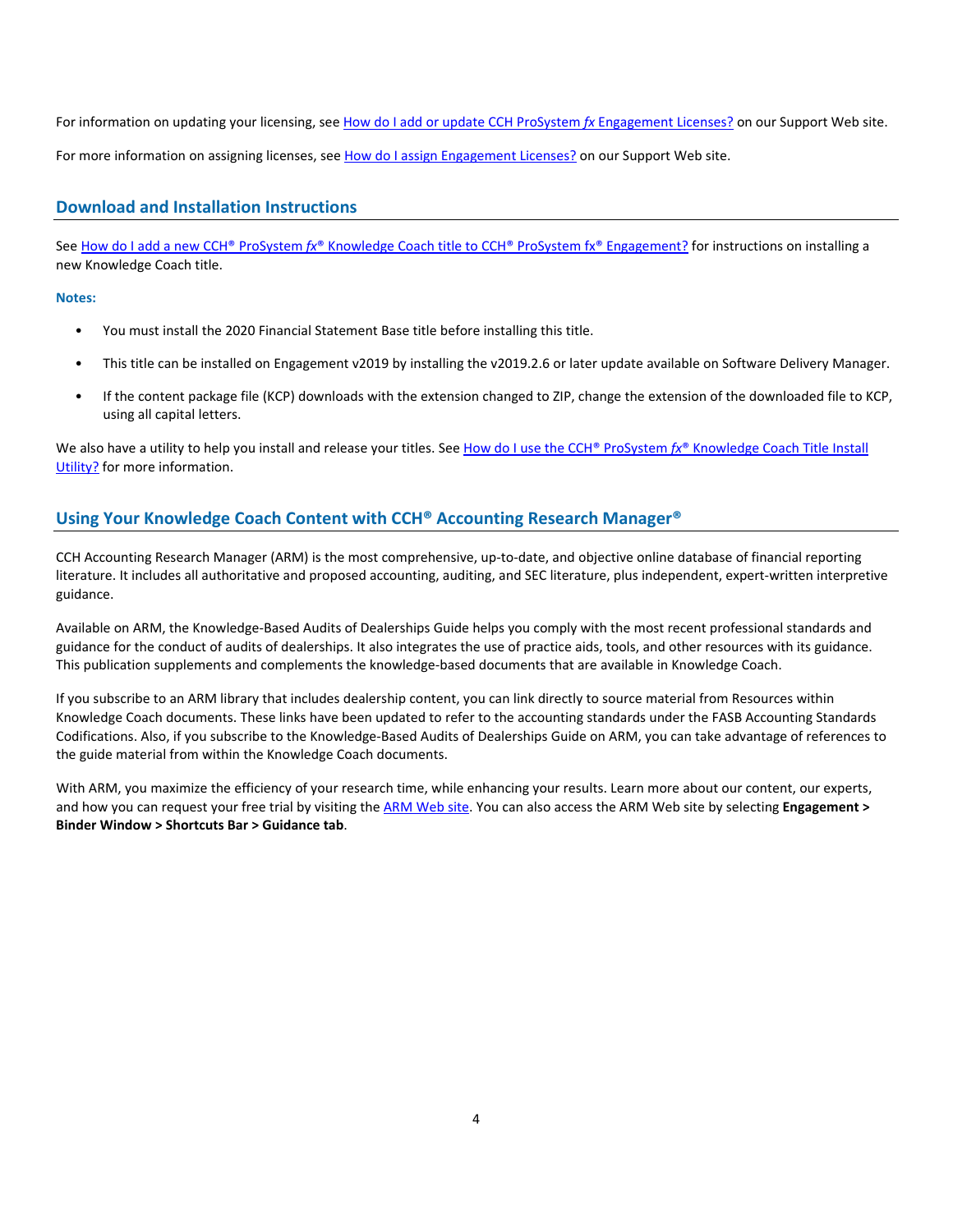For information on updating your licensing, see How do I add or update CCH ProSystem *fx* Engagement Licenses? on our Support Web site.

For more information on assigning licenses, see How do I assign Engagement Licenses? on our Support Web site.

## Download and Installation Instructions

See How do I add a new CCH® ProSystem *fx*® Knowledge Coach title to CCH® ProSystem fx® Engagement? for instructions on installing a new Knowledge Coach title.

**Notes:**

- You must install the 2020 Financial Statement Base title before installing this title.
- This title can be installed on Engagement v2019 by installing the v2019.2.6 or later update available on Software Delivery Manager.
- If the content package file (KCP) downloads with the extension changed to ZIP, change the extension of the downloaded file to KCP, using all capital letters.

We also have a utility to help you install and release your titles. See How do I use the CCH® ProSystem *fx*® Knowledge Coach Title Install Utility? for more information.

## Using Your Knowledge Coach Content with CCH® Accounting Research Manager®

CCH Accounting Research Manager (ARM) is the most comprehensive, up-to-date, and objective online database of financial reporting literature. It includes all authoritative and proposed accounting, auditing, and SEC literature, plus independent, expert-written interpretive guidance.

Available on ARM, the Knowledge-Based Audits of Dealerships Guide helps you comply with the most recent professional standards and guidance for the conduct of audits of dealerships. It also integrates the use of practice aids, tools, and other resources with its guidance. This publication supplements and complements the knowledge-based documents that are available in Knowledge Coach.

If you subscribe to an ARM library that includes dealership content, you can link directly to source material from Resources within Knowledge Coach documents. These links have been updated to refer to the accounting standards under the FASB Accounting Standards Codifications. Also, if you subscribe to the Knowledge-Based Audits of Dealerships Guide on ARM, you can take advantage of references to the guide material from within the Knowledge Coach documents.

With ARM, you maximize the efficiency of your research time, while enhancing your results. Learn more about our content, our experts, and how you can request your free trial by visiting the ARM Web site. You can also access the ARM Web site by selecting **Engagement > Binder Window > Shortcuts Bar > Guidance tab**.